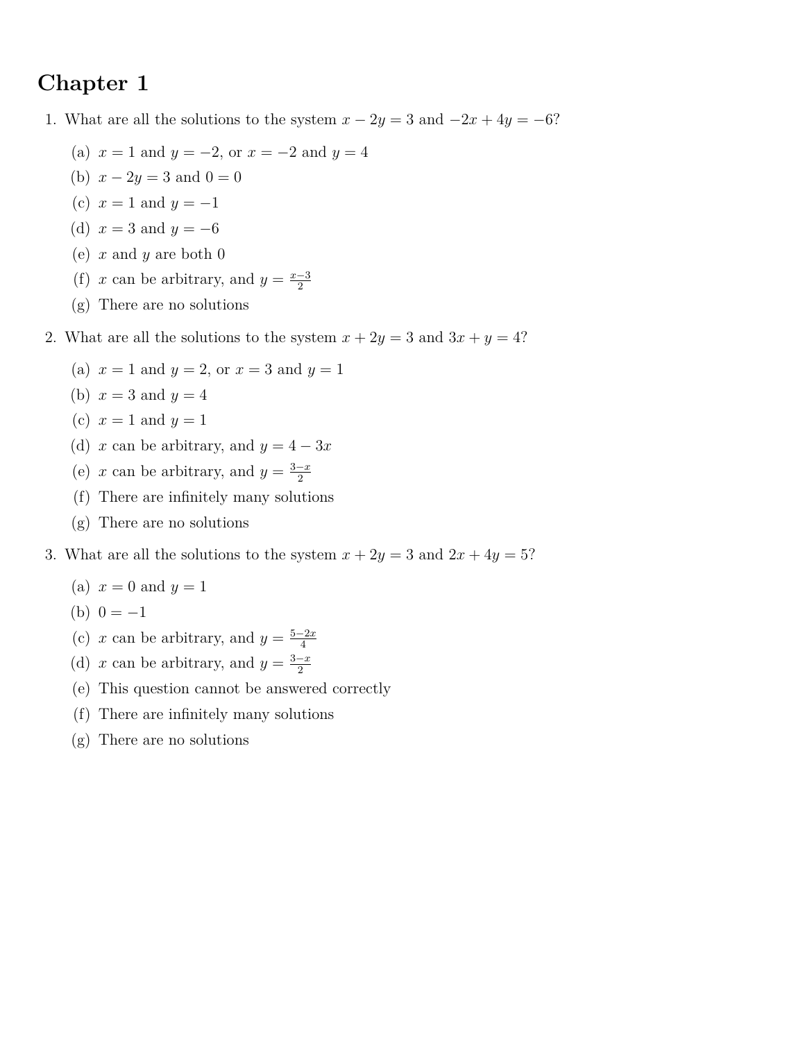# Chapter 1

1. What are all the solutions to the system $x - 2y = 3$ and $-2x + 4y = -6$?

   (a) $x = 1$ and $y = -2$, or $x = -2$ and $y = 4$
   (b) $x - 2y = 3$ and $0 = 0$
   (c) $x = 1$ and $y = -1$
   (d) $x = 3$ and $y = -6$
   (e) $x$ and $y$ are both 0
   (f) $x$ can be arbitrary, and $y = \frac{x-3}{2}$
   (g) There are no solutions

2. What are all the solutions to the system $x + 2y = 3$ and $3x + y = 4$?

   (a) $x = 1$ and $y = 2$, or $x = 3$ and $y = 1$
   (b) $x = 3$ and $y = 4$
   (c) $x = 1$ and $y = 1$
   (d) $x$ can be arbitrary, and $y = 4 - 3x$
   (e) $x$ can be arbitrary, and $y = \frac{3-x}{2}$
   (f) There are infinitely many solutions
   (g) There are no solutions

3. What are all the solutions to the system $x + 2y = 3$ and $2x + 4y = 5$?

   (a) $x = 0$ and $y = 1$
   (b) $0 = -1$
   (c) $x$ can be arbitrary, and $y = \frac{5-2x}{4}$
   (d) $x$ can be arbitrary, and $y = \frac{3-x}{2}$
   (e) This question cannot be answered correctly
   (f) There are infinitely many solutions
   (g) There are no solutions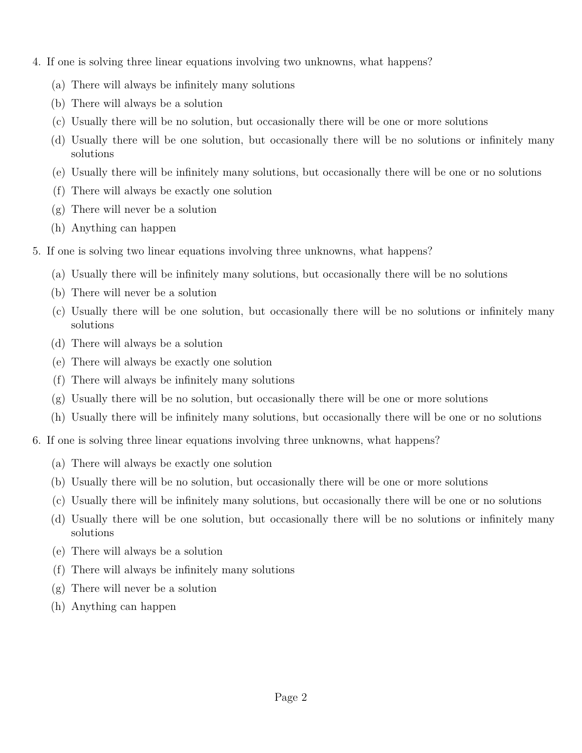4. If one is solving three linear equations involving two unknowns, what happens?

   (a) There will always be infinitely many solutions
   (b) There will always be a solution
   (c) Usually there will be no solution, but occasionally there will be one or more solutions
   (d) Usually there will be one solution, but occasionally there will be no solutions or infinitely many solutions
   (e) Usually there will be infinitely many solutions, but occasionally there will be one or no solutions
   (f) There will always be exactly one solution
   (g) There will never be a solution
   (h) Anything can happen

5. If one is solving two linear equations involving three unknowns, what happens?

   (a) Usually there will be infinitely many solutions, but occasionally there will be no solutions
   (b) There will never be a solution
   (c) Usually there will be one solution, but occasionally there will be no solutions or infinitely many solutions
   (d) There will always be a solution
   (e) There will always be exactly one solution
   (f) There will always be infinitely many solutions
   (g) Usually there will be no solution, but occasionally there will be one or more solutions
   (h) Usually there will be infinitely many solutions, but occasionally there will be one or no solutions

6. If one is solving three linear equations involving three unknowns, what happens?

   (a) There will always be exactly one solution
   (b) Usually there will be no solution, but occasionally there will be one or more solutions
   (c) Usually there will be infinitely many solutions, but occasionally there will be one or no solutions
   (d) Usually there will be one solution, but occasionally there will be no solutions or infinitely many solutions
   (e) There will always be a solution
   (f) There will always be infinitely many solutions
   (g) There will never be a solution
   (h) Anything can happen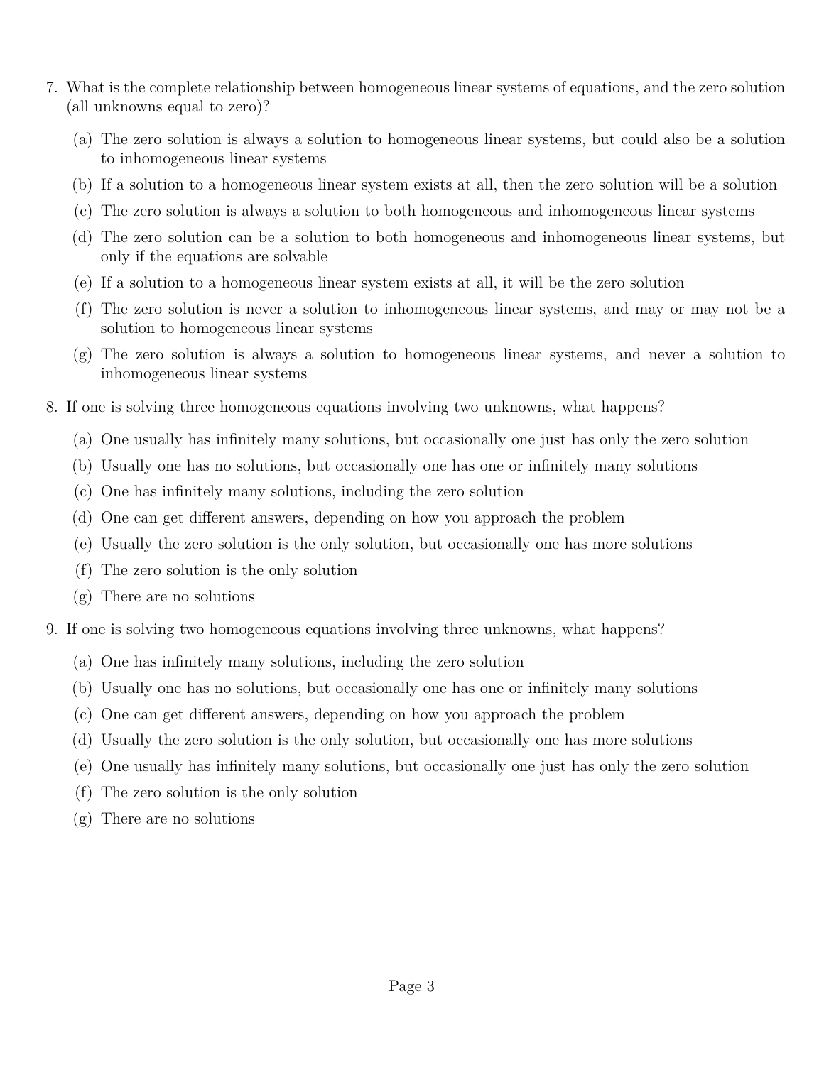7. What is the complete relationship between homogeneous linear systems of equations, and the zero solution (all unknowns equal to zero)?

   (a) The zero solution is always a solution to homogeneous linear systems, but could also be a solution to inhomogeneous linear systems

   (b) If a solution to a homogeneous linear system exists at all, then the zero solution will be a solution

   (c) The zero solution is always a solution to both homogeneous and inhomogeneous linear systems

   (d) The zero solution can be a solution to both homogeneous and inhomogeneous linear systems, but only if the equations are solvable

   (e) If a solution to a homogeneous linear system exists at all, it will be the zero solution

   (f) The zero solution is never a solution to inhomogeneous linear systems, and may or may not be a solution to homogeneous linear systems

   (g) The zero solution is always a solution to homogeneous linear systems, and never a solution to inhomogeneous linear systems

8. If one is solving three homogeneous equations involving two unknowns, what happens?

   (a) One usually has infinitely many solutions, but occasionally one just has only the zero solution

   (b) Usually one has no solutions, but occasionally one has one or infinitely many solutions

   (c) One has infinitely many solutions, including the zero solution

   (d) One can get different answers, depending on how you approach the problem

   (e) Usually the zero solution is the only solution, but occasionally one has more solutions

   (f) The zero solution is the only solution

   (g) There are no solutions

9. If one is solving two homogeneous equations involving three unknowns, what happens?

   (a) One has infinitely many solutions, including the zero solution

   (b) Usually one has no solutions, but occasionally one has one or infinitely many solutions

   (c) One can get different answers, depending on how you approach the problem

   (d) Usually the zero solution is the only solution, but occasionally one has more solutions

   (e) One usually has infinitely many solutions, but occasionally one just has only the zero solution

   (f) The zero solution is the only solution

   (g) There are no solutions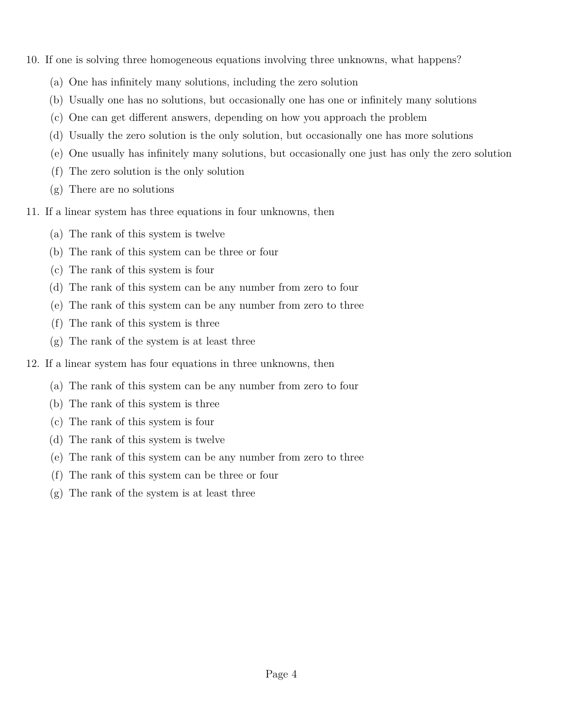10. If one is solving three homogeneous equations involving three unknowns, what happens?

    (a) One has infinitely many solutions, including the zero solution

    (b) Usually one has no solutions, but occasionally one has one or infinitely many solutions

    (c) One can get different answers, depending on how you approach the problem

    (d) Usually the zero solution is the only solution, but occasionally one has more solutions

    (e) One usually has infinitely many solutions, but occasionally one just has only the zero solution

    (f) The zero solution is the only solution

    (g) There are no solutions

11. If a linear system has three equations in four unknowns, then

    (a) The rank of this system is twelve

    (b) The rank of this system can be three or four

    (c) The rank of this system is four

    (d) The rank of this system can be any number from zero to four

    (e) The rank of this system can be any number from zero to three

    (f) The rank of this system is three

    (g) The rank of the system is at least three

12. If a linear system has four equations in three unknowns, then

    (a) The rank of this system can be any number from zero to four

    (b) The rank of this system is three

    (c) The rank of this system is four

    (d) The rank of this system is twelve

    (e) The rank of this system can be any number from zero to three

    (f) The rank of this system can be three or four

    (g) The rank of the system is at least three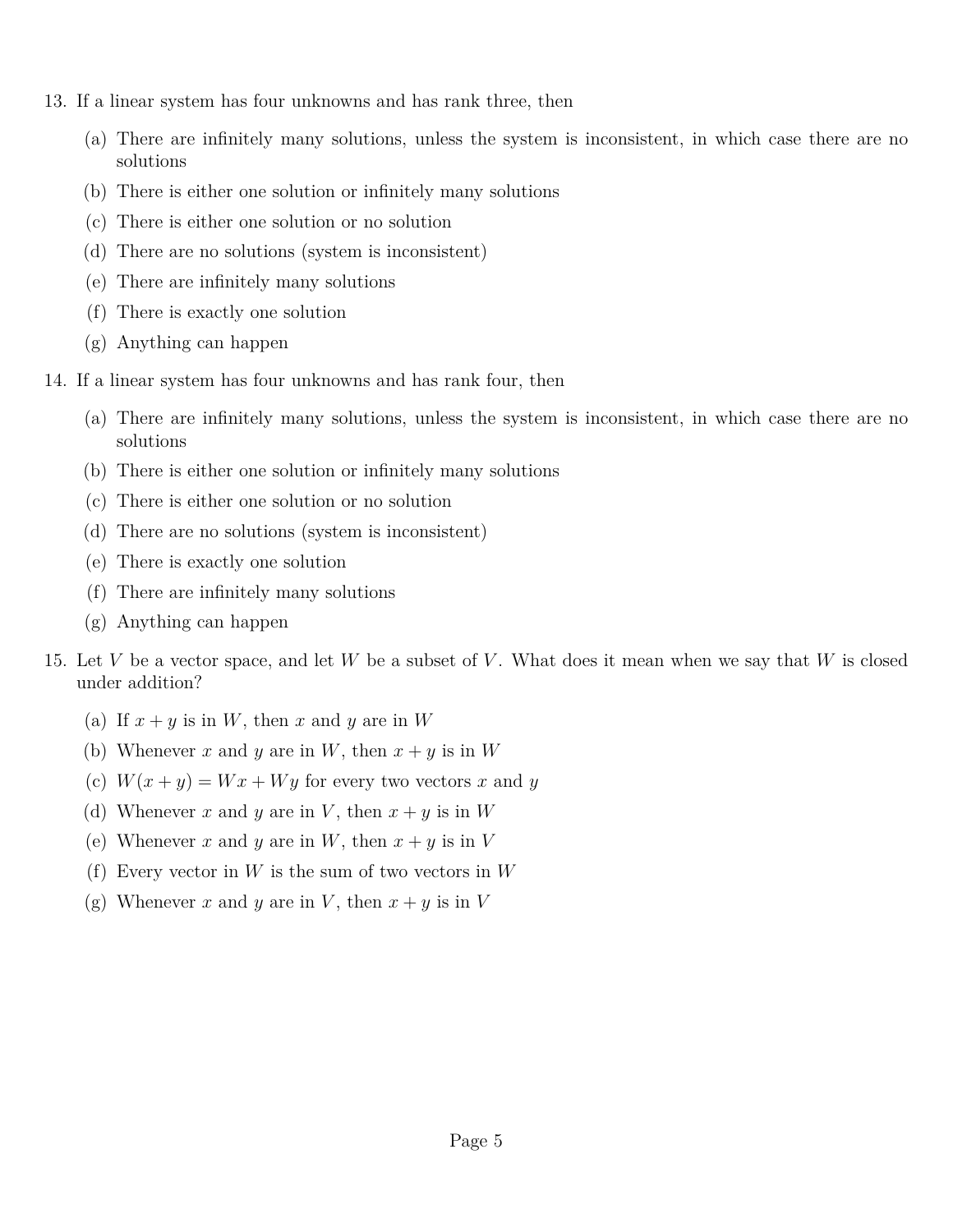13. If a linear system has four unknowns and has rank three, then

    (a) There are infinitely many solutions, unless the system is inconsistent, in which case there are no solutions
    (b) There is either one solution or infinitely many solutions
    (c) There is either one solution or no solution
    (d) There are no solutions (system is inconsistent)
    (e) There are infinitely many solutions
    (f) There is exactly one solution
    (g) Anything can happen

14. If a linear system has four unknowns and has rank four, then

    (a) There are infinitely many solutions, unless the system is inconsistent, in which case there are no solutions
    (b) There is either one solution or infinitely many solutions
    (c) There is either one solution or no solution
    (d) There are no solutions (system is inconsistent)
    (e) There is exactly one solution
    (f) There are infinitely many solutions
    (g) Anything can happen

15. Let $V$ be a vector space, and let $W$ be a subset of $V$. What does it mean when we say that $W$ is closed under addition?

    (a) If $x + y$ is in $W$, then $x$ and $y$ are in $W$
    (b) Whenever $x$ and $y$ are in $W$, then $x + y$ is in $W$
    (c) $W(x + y) = Wx + Wy$ for every two vectors $x$ and $y$
    (d) Whenever $x$ and $y$ are in $V$, then $x + y$ is in $W$
    (e) Whenever $x$ and $y$ are in $W$, then $x + y$ is in $V$
    (f) Every vector in $W$ is the sum of two vectors in $W$
    (g) Whenever $x$ and $y$ are in $V$, then $x + y$ is in $V$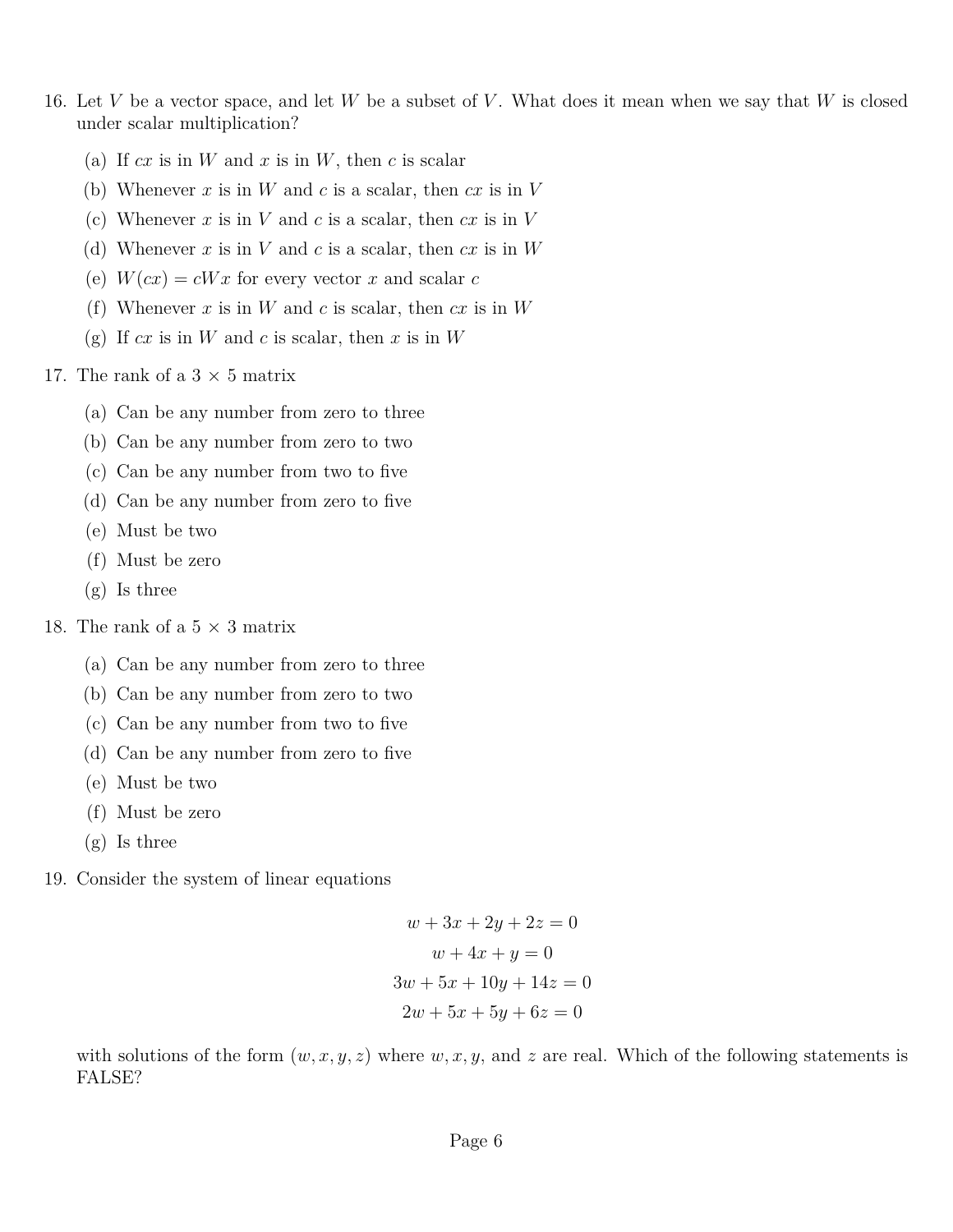16. Let $V$ be a vector space, and let $W$ be a subset of $V$. What does it mean when we say that $W$ is closed under scalar multiplication?

    (a) If $cx$ is in $W$ and $x$ is in $W$, then $c$ is scalar
    (b) Whenever $x$ is in $W$ and $c$ is a scalar, then $cx$ is in $V$
    (c) Whenever $x$ is in $V$ and $c$ is a scalar, then $cx$ is in $V$
    (d) Whenever $x$ is in $V$ and $c$ is a scalar, then $cx$ is in $W$
    (e) $W(cx) = cWx$ for every vector $x$ and scalar $c$
    (f) Whenever $x$ is in $W$ and $c$ is scalar, then $cx$ is in $W$
    (g) If $cx$ is in $W$ and $c$ is scalar, then $x$ is in $W$

17. The rank of a $3 \times 5$ matrix

    (a) Can be any number from zero to three
    (b) Can be any number from zero to two
    (c) Can be any number from two to five
    (d) Can be any number from zero to five
    (e) Must be two
    (f) Must be zero
    (g) Is three

18. The rank of a $5 \times 3$ matrix

    (a) Can be any number from zero to three
    (b) Can be any number from zero to two
    (c) Can be any number from two to five
    (d) Can be any number from zero to five
    (e) Must be two
    (f) Must be zero
    (g) Is three

19. Consider the system of linear equations

$$
\begin{gathered}
w + 3x + 2y + 2z = 0 \\
w + 4x + y = 0 \\
3w + 5x + 10y + 14z = 0 \\
2w + 5x + 5y + 6z = 0
\end{gathered}
$$

with solutions of the form $(w, x, y, z)$ where $w, x, y,$ and $z$ are real. Which of the following statements is FALSE?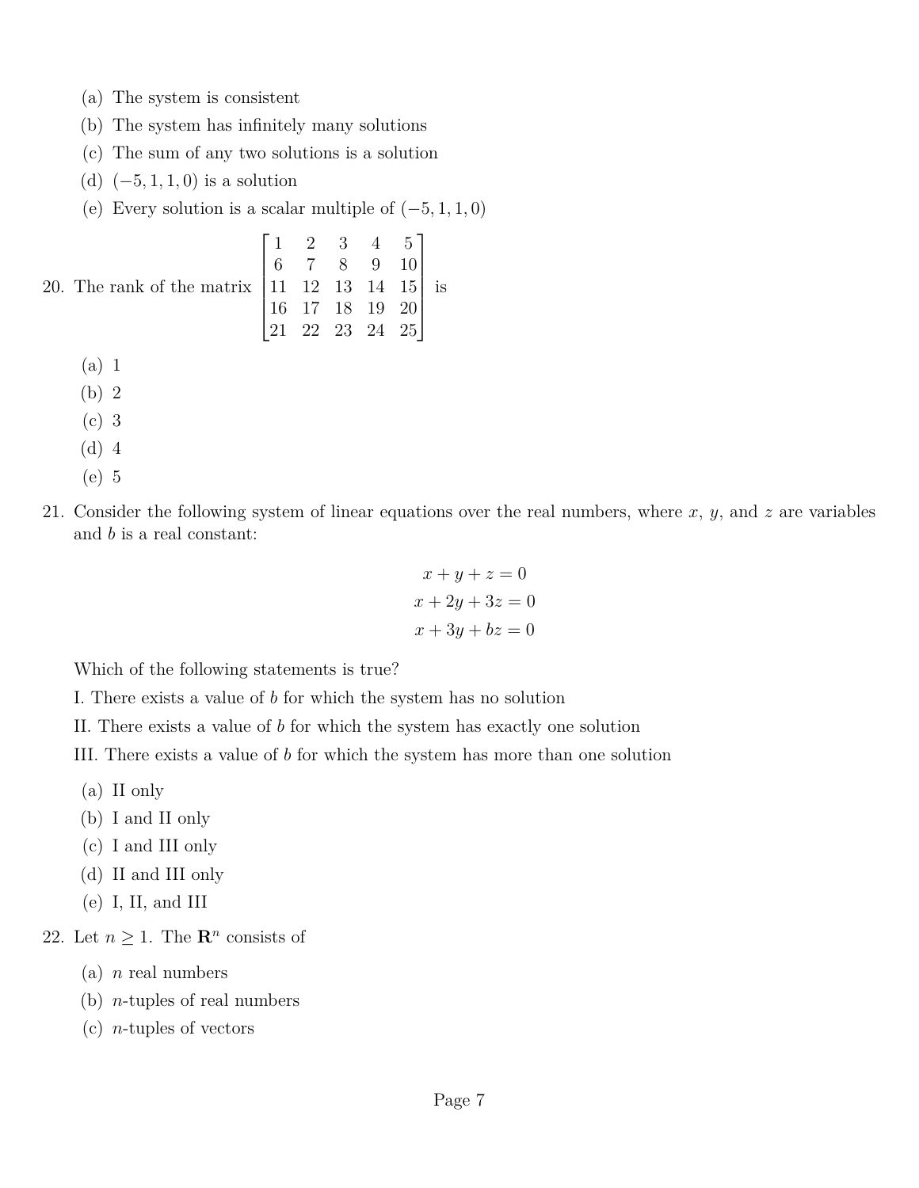(a) The system is consistent

(b) The system has infinitely many solutions

(c) The sum of any two solutions is a solution

(d) $(-5, 1, 1, 0)$ is a solution

(e) Every solution is a scalar multiple of $(-5, 1, 1, 0)$

20. The rank of the matrix $\begin{bmatrix} 1 & 2 & 3 & 4 & 5 \\ 6 & 7 & 8 & 9 & 10 \\ 11 & 12 & 13 & 14 & 15 \\ 16 & 17 & 18 & 19 & 20 \\ 21 & 22 & 23 & 24 & 25 \end{bmatrix}$ is

(a) 1

(b) 2

(c) 3

(d) 4

(e) 5

21. Consider the following system of linear equations over the real numbers, where $x$, $y$, and $z$ are variables and $b$ is a real constant:

$$x + y + z = 0$$
$$x + 2y + 3z = 0$$
$$x + 3y + bz = 0$$

Which of the following statements is true?

I. There exists a value of $b$ for which the system has no solution

II. There exists a value of $b$ for which the system has exactly one solution

III. There exists a value of $b$ for which the system has more than one solution

(a) II only

(b) I and II only

(c) I and III only

(d) II and III only

(e) I, II, and III

22. Let $n \geq 1$. The $\mathbf{R}^n$ consists of

(a) $n$ real numbers

(b) $n$-tuples of real numbers

(c) $n$-tuples of vectors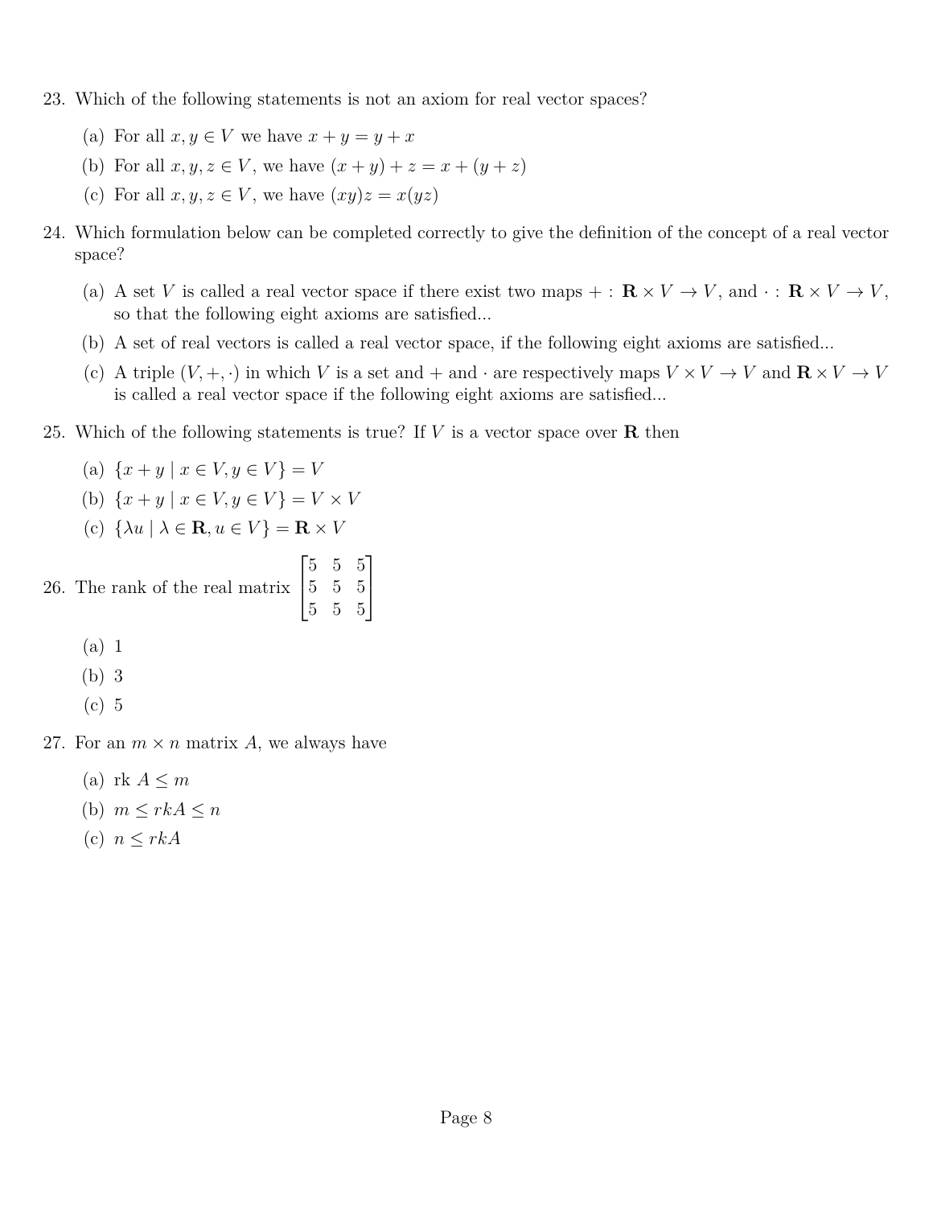23. Which of the following statements is not an axiom for real vector spaces?

    (a) For all $x, y \in V$ we have $x + y = y + x$
    (b) For all $x, y, z \in V$, we have $(x + y) + z = x + (y + z)$
    (c) For all $x, y, z \in V$, we have $(xy)z = x(yz)$

24. Which formulation below can be completed correctly to give the definition of the concept of a real vector space?

    (a) A set $V$ is called a real vector space if there exist two maps $+ : \mathbf{R} \times V \to V$, and $\cdot : \mathbf{R} \times V \to V$, so that the following eight axioms are satisfied...
    (b) A set of real vectors is called a real vector space, if the following eight axioms are satisfied...
    (c) A triple $(V, +, \cdot)$ in which $V$ is a set and $+$ and $\cdot$ are respectively maps $V \times V \to V$ and $\mathbf{R} \times V \to V$ is called a real vector space if the following eight axioms are satisfied...

25. Which of the following statements is true? If $V$ is a vector space over $\mathbf{R}$ then

    (a) $\{x + y \mid x \in V, y \in V\} = V$
    (b) $\{x + y \mid x \in V, y \in V\} = V \times V$
    (c) $\{\lambda u \mid \lambda \in \mathbf{R}, u \in V\} = \mathbf{R} \times V$

26. The rank of the real matrix $\begin{bmatrix} 5 & 5 & 5 \\ 5 & 5 & 5 \\ 5 & 5 & 5 \end{bmatrix}$

    (a) 1
    (b) 3
    (c) 5

27. For an $m \times n$ matrix $A$, we always have

    (a) $\text{rk } A \leq m$
    (b) $m \leq rkA \leq n$
    (c) $n \leq rkA$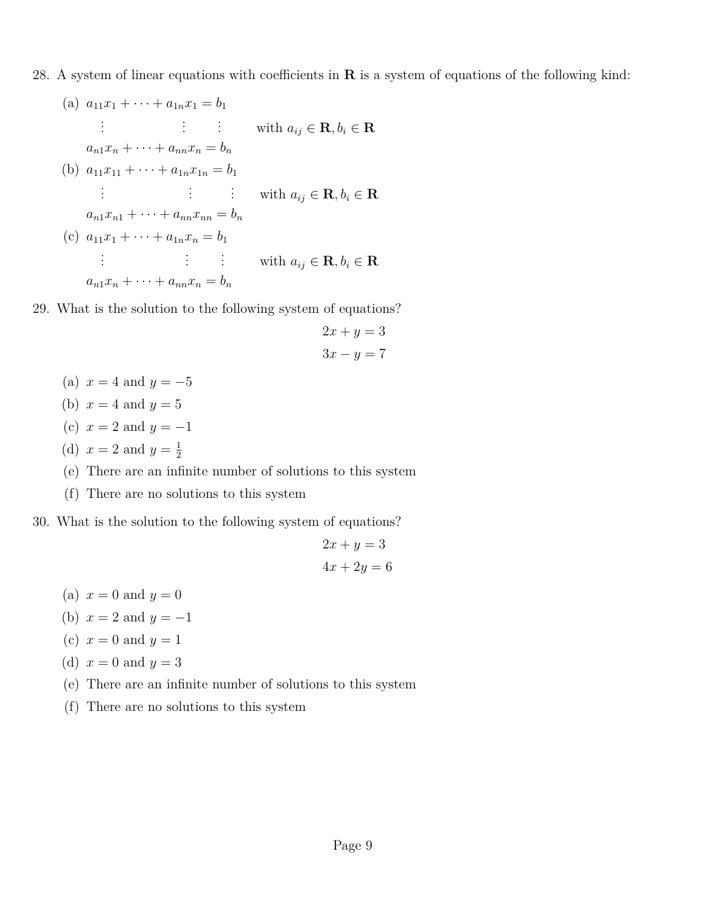28. A system of linear equations with coefficients in $\mathbf{R}$ is a system of equations of the following kind:

    (a) $$\begin{matrix} a_{11}x_1 + \cdots + a_{1n}x_1 = b_1 \\ \vdots \qquad\qquad \vdots \qquad \vdots \\ a_{n1}x_n + \cdots + a_{nn}x_n = b_n \end{matrix} \quad \text{with } a_{ij} \in \mathbf{R}, b_i \in \mathbf{R}$$

    (b) $$\begin{matrix} a_{11}x_{11} + \cdots + a_{1n}x_{1n} = b_1 \\ \vdots \qquad\qquad \vdots \qquad \vdots \\ a_{n1}x_{n1} + \cdots + a_{nn}x_{nn} = b_n \end{matrix} \quad \text{with } a_{ij} \in \mathbf{R}, b_i \in \mathbf{R}$$

    (c) $$\begin{matrix} a_{11}x_1 + \cdots + a_{1n}x_n = b_1 \\ \vdots \qquad\qquad \vdots \qquad \vdots \\ a_{n1}x_n + \cdots + a_{nn}x_n = b_n \end{matrix} \quad \text{with } a_{ij} \in \mathbf{R}, b_i \in \mathbf{R}$$

29. What is the solution to the following system of equations?

    $$2x + y = 3$$
    $$3x - y = 7$$

    (a) $x = 4$ and $y = -5$
    (b) $x = 4$ and $y = 5$
    (c) $x = 2$ and $y = -1$
    (d) $x = 2$ and $y = \frac{1}{2}$
    (e) There are an infinite number of solutions to this system
    (f) There are no solutions to this system

30. What is the solution to the following system of equations?

    $$2x + y = 3$$
    $$4x + 2y = 6$$

    (a) $x = 0$ and $y = 0$
    (b) $x = 2$ and $y = -1$
    (c) $x = 0$ and $y = 1$
    (d) $x = 0$ and $y = 3$
    (e) There are an infinite number of solutions to this system
    (f) There are no solutions to this system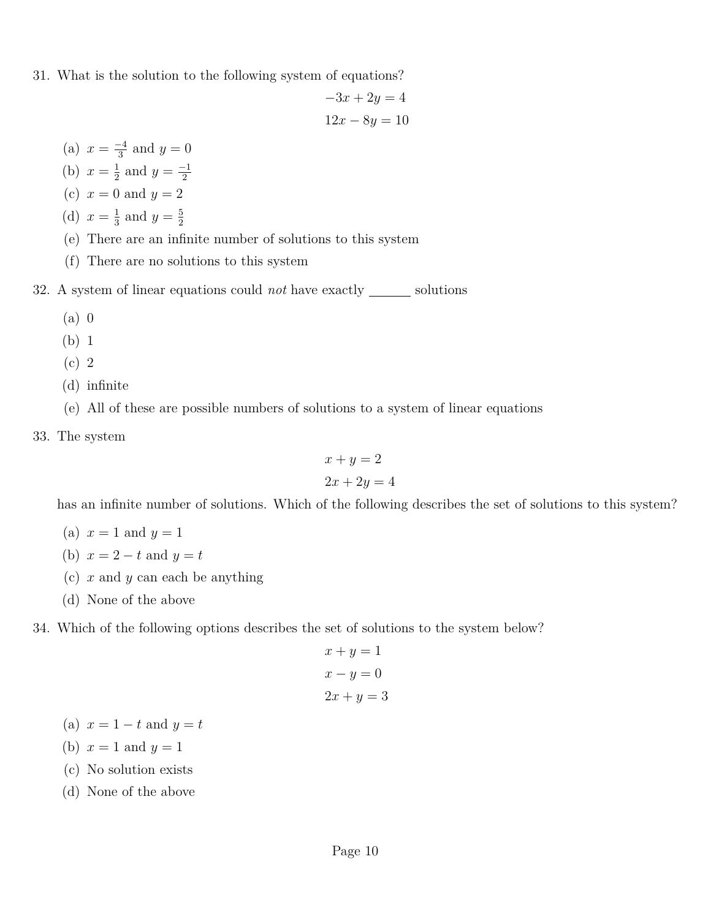31. What is the solution to the following system of equations?

$$-3x + 2y = 4$$
$$12x - 8y = 10$$

   (a) $x = \frac{-4}{3}$ and $y = 0$
   (b) $x = \frac{1}{2}$ and $y = \frac{-1}{2}$
   (c) $x = 0$ and $y = 2$
   (d) $x = \frac{1}{3}$ and $y = \frac{5}{2}$
   (e) There are an infinite number of solutions to this system
   (f) There are no solutions to this system

32. A system of linear equations could *not* have exactly ______ solutions

   (a) 0
   (b) 1
   (c) 2
   (d) infinite
   (e) All of these are possible numbers of solutions to a system of linear equations

33. The system

$$x + y = 2$$
$$2x + 2y = 4$$

has an infinite number of solutions. Which of the following describes the set of solutions to this system?

   (a) $x = 1$ and $y = 1$
   (b) $x = 2 - t$ and $y = t$
   (c) $x$ and $y$ can each be anything
   (d) None of the above

34. Which of the following options describes the set of solutions to the system below?

$$x + y = 1$$
$$x - y = 0$$
$$2x + y = 3$$

   (a) $x = 1 - t$ and $y = t$
   (b) $x = 1$ and $y = 1$
   (c) No solution exists
   (d) None of the above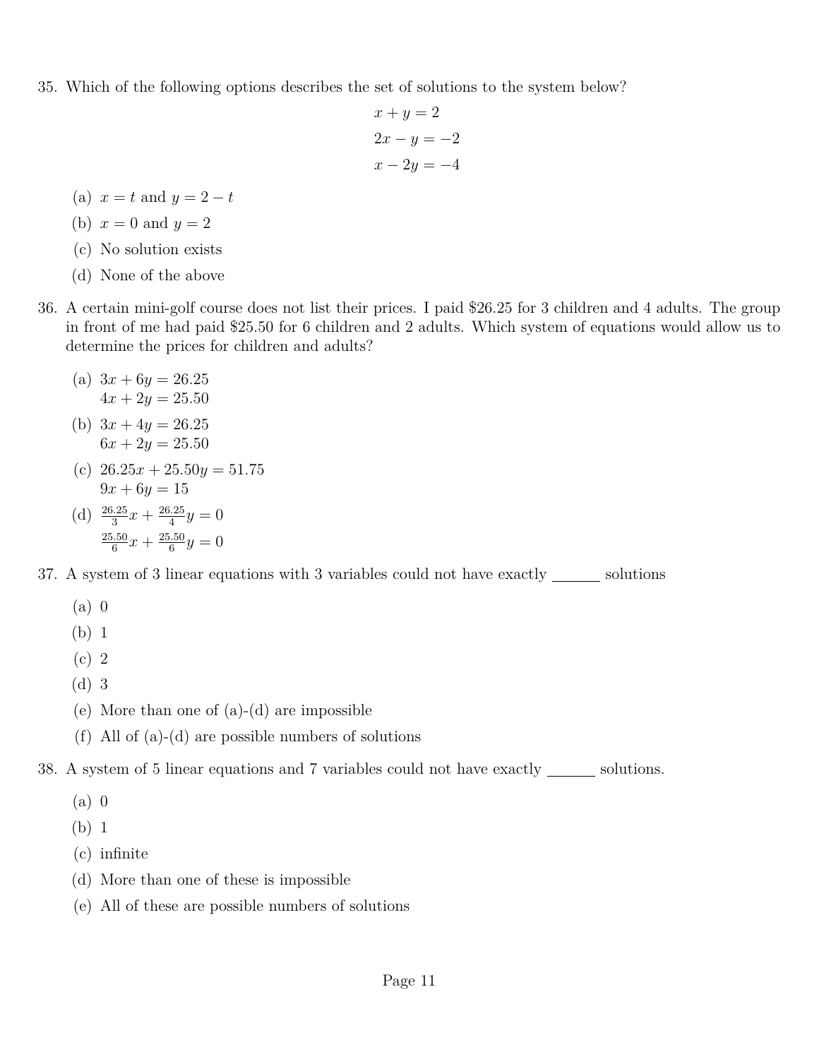35. Which of the following options describes the set of solutions to the system below?

$$\begin{aligned} x + y &= 2 \\ 2x - y &= -2 \\ x - 2y &= -4 \end{aligned}$$

   (a) $x = t$ and $y = 2 - t$
   (b) $x = 0$ and $y = 2$
   (c) No solution exists
   (d) None of the above

36. A certain mini-golf course does not list their prices. I paid \$26.25 for 3 children and 4 adults. The group in front of me had paid \$25.50 for 6 children and 2 adults. Which system of equations would allow us to determine the prices for children and adults?

   (a) $3x + 6y = 26.25$
   $4x + 2y = 25.50$
   (b) $3x + 4y = 26.25$
   $6x + 2y = 25.50$
   (c) $26.25x + 25.50y = 51.75$
   $9x + 6y = 15$
   (d) $\frac{26.25}{3}x + \frac{26.25}{4}y = 0$
   $\frac{25.50}{6}x + \frac{25.50}{6}y = 0$

37. A system of 3 linear equations with 3 variables could not have exactly ______ solutions

   (a) 0
   (b) 1
   (c) 2
   (d) 3
   (e) More than one of (a)-(d) are impossible
   (f) All of (a)-(d) are possible numbers of solutions

38. A system of 5 linear equations and 7 variables could not have exactly ______ solutions.

   (a) 0
   (b) 1
   (c) infinite
   (d) More than one of these is impossible
   (e) All of these are possible numbers of solutions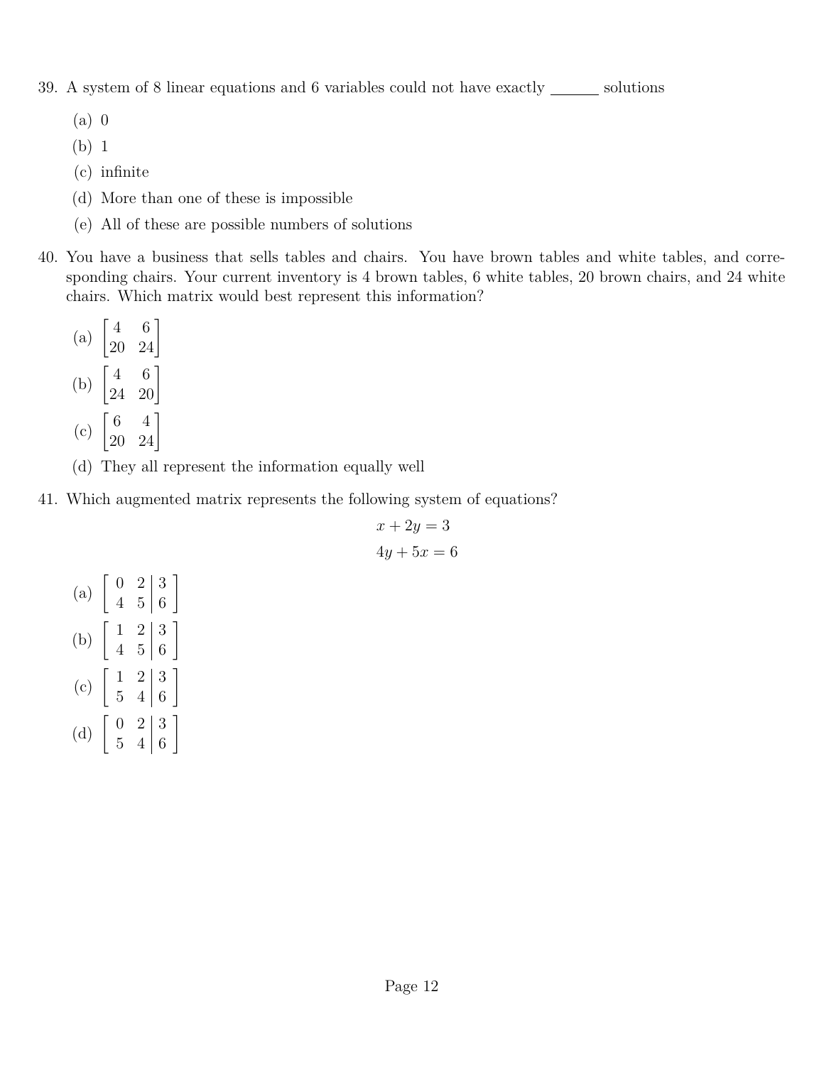39. A system of 8 linear equations and 6 variables could not have exactly ______ solutions

 (a) 0

 (b) 1

 (c) infinite

 (d) More than one of these is impossible

 (e) All of these are possible numbers of solutions

40. You have a business that sells tables and chairs. You have brown tables and white tables, and corresponding chairs. Your current inventory is 4 brown tables, 6 white tables, 20 brown chairs, and 24 white chairs. Which matrix would best represent this information?

 (a) $\begin{bmatrix} 4 & 6 \\ 20 & 24 \end{bmatrix}$

 (b) $\begin{bmatrix} 4 & 6 \\ 24 & 20 \end{bmatrix}$

 (c) $\begin{bmatrix} 6 & 4 \\ 20 & 24 \end{bmatrix}$

 (d) They all represent the information equally well

41. Which augmented matrix represents the following system of equations?

$$x + 2y = 3$$
$$4y + 5x = 6$$

 (a) $\left[\begin{array}{cc|c} 0 & 2 & 3 \\ 4 & 5 & 6 \end{array}\right]$

 (b) $\left[\begin{array}{cc|c} 1 & 2 & 3 \\ 4 & 5 & 6 \end{array}\right]$

 (c) $\left[\begin{array}{cc|c} 1 & 2 & 3 \\ 5 & 4 & 6 \end{array}\right]$

 (d) $\left[\begin{array}{cc|c} 0 & 2 & 3 \\ 5 & 4 & 6 \end{array}\right]$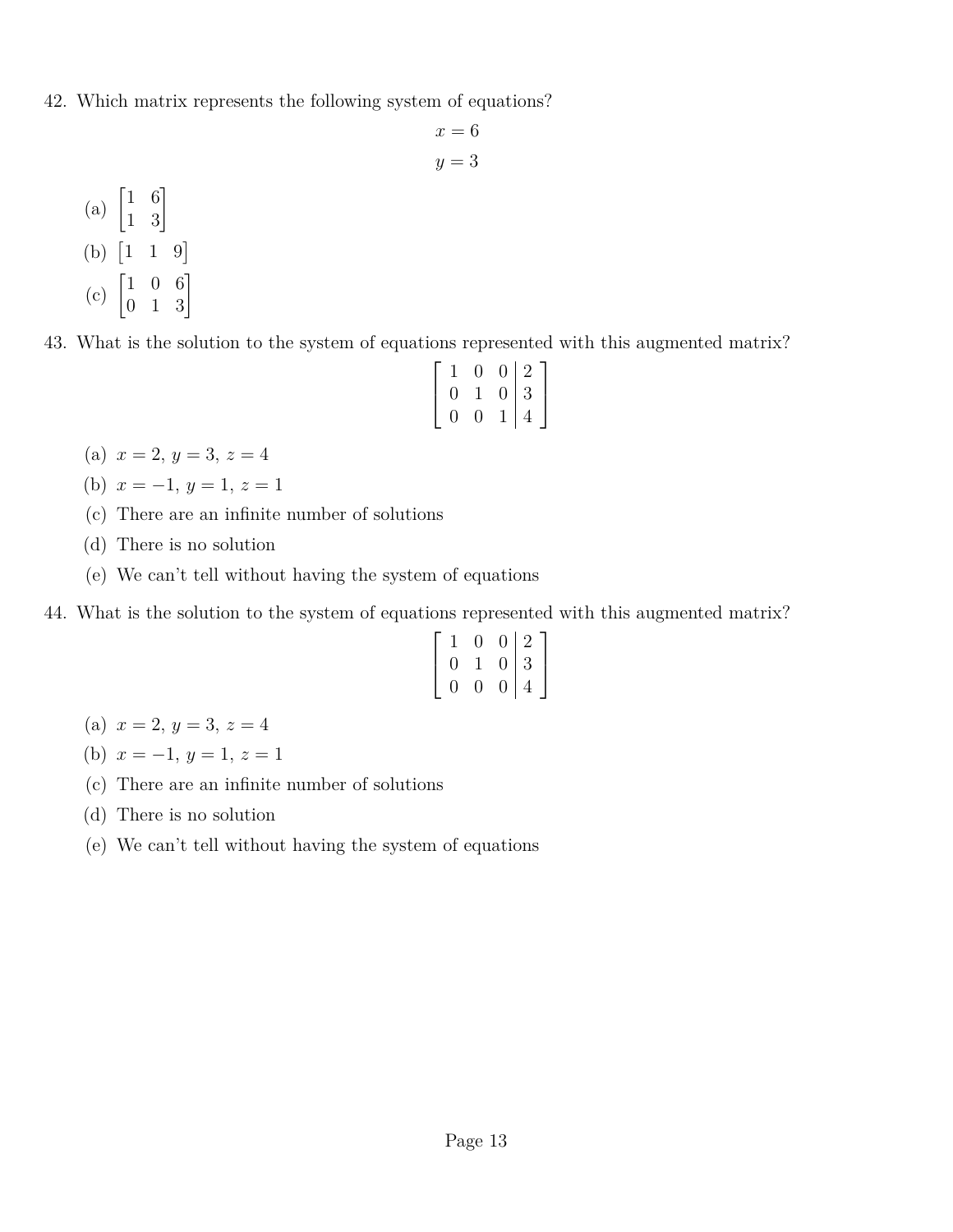42. Which matrix represents the following system of equations?

$$x = 6$$
$$y = 3$$

(a) $\begin{bmatrix} 1 & 6 \\ 1 & 3 \end{bmatrix}$

(b) $\begin{bmatrix} 1 & 1 & 9 \end{bmatrix}$

(c) $\begin{bmatrix} 1 & 0 & 6 \\ 0 & 1 & 3 \end{bmatrix}$

43. What is the solution to the system of equations represented with this augmented matrix?

$$\left[\begin{array}{ccc|c} 1 & 0 & 0 & 2 \\ 0 & 1 & 0 & 3 \\ 0 & 0 & 1 & 4 \end{array}\right]$$

(a) $x = 2$, $y = 3$, $z = 4$

(b) $x = -1$, $y = 1$, $z = 1$

(c) There are an infinite number of solutions

(d) There is no solution

(e) We can't tell without having the system of equations

44. What is the solution to the system of equations represented with this augmented matrix?

$$\left[\begin{array}{ccc|c} 1 & 0 & 0 & 2 \\ 0 & 1 & 0 & 3 \\ 0 & 0 & 0 & 4 \end{array}\right]$$

(a) $x = 2$, $y = 3$, $z = 4$

(b) $x = -1$, $y = 1$, $z = 1$

(c) There are an infinite number of solutions

(d) There is no solution

(e) We can't tell without having the system of equations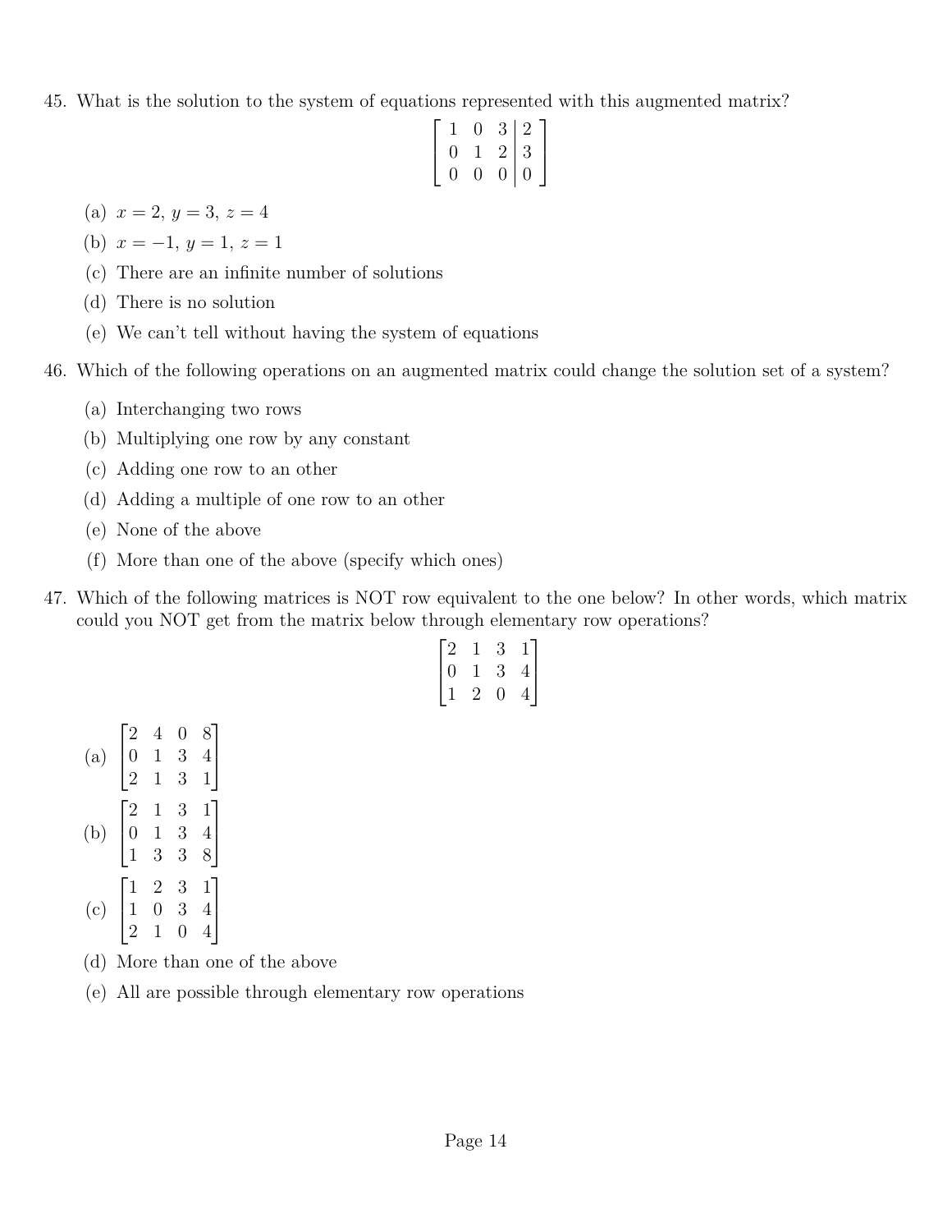45. What is the solution to the system of equations represented with this augmented matrix?

$$\left[\begin{array}{ccc|c} 1 & 0 & 3 & 2 \\ 0 & 1 & 2 & 3 \\ 0 & 0 & 0 & 0 \end{array}\right]$$

   (a) $x = 2$, $y = 3$, $z = 4$

   (b) $x = -1$, $y = 1$, $z = 1$

   (c) There are an infinite number of solutions

   (d) There is no solution

   (e) We can't tell without having the system of equations

46. Which of the following operations on an augmented matrix could change the solution set of a system?

   (a) Interchanging two rows

   (b) Multiplying one row by any constant

   (c) Adding one row to an other

   (d) Adding a multiple of one row to an other

   (e) None of the above

   (f) More than one of the above (specify which ones)

47. Which of the following matrices is NOT row equivalent to the one below? In other words, which matrix could you NOT get from the matrix below through elementary row operations?

$$\begin{bmatrix} 2 & 1 & 3 & 1 \\ 0 & 1 & 3 & 4 \\ 1 & 2 & 0 & 4 \end{bmatrix}$$

   (a) $\begin{bmatrix} 2 & 4 & 0 & 8 \\ 0 & 1 & 3 & 4 \\ 2 & 1 & 3 & 1 \end{bmatrix}$

   (b) $\begin{bmatrix} 2 & 1 & 3 & 1 \\ 0 & 1 & 3 & 4 \\ 1 & 3 & 3 & 8 \end{bmatrix}$

   (c) $\begin{bmatrix} 1 & 2 & 3 & 1 \\ 1 & 0 & 3 & 4 \\ 2 & 1 & 0 & 4 \end{bmatrix}$

   (d) More than one of the above

   (e) All are possible through elementary row operations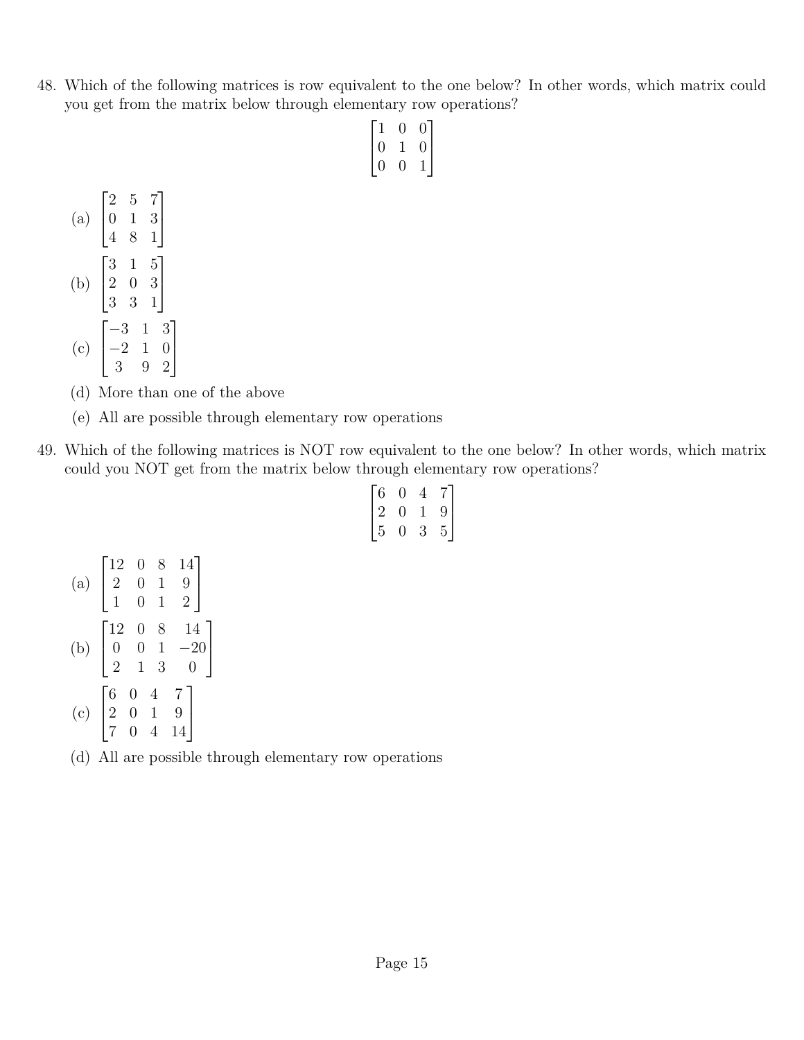48. Which of the following matrices is row equivalent to the one below? In other words, which matrix could you get from the matrix below through elementary row operations?

$$\begin{bmatrix} 1 & 0 & 0 \\ 0 & 1 & 0 \\ 0 & 0 & 1 \end{bmatrix}$$

(a) $\begin{bmatrix} 2 & 5 & 7 \\ 0 & 1 & 3 \\ 4 & 8 & 1 \end{bmatrix}$

(b) $\begin{bmatrix} 3 & 1 & 5 \\ 2 & 0 & 3 \\ 3 & 3 & 1 \end{bmatrix}$

(c) $\begin{bmatrix} -3 & 1 & 3 \\ -2 & 1 & 0 \\ 3 & 9 & 2 \end{bmatrix}$

(d) More than one of the above

(e) All are possible through elementary row operations

49. Which of the following matrices is NOT row equivalent to the one below? In other words, which matrix could you NOT get from the matrix below through elementary row operations?

$$\begin{bmatrix} 6 & 0 & 4 & 7 \\ 2 & 0 & 1 & 9 \\ 5 & 0 & 3 & 5 \end{bmatrix}$$

(a) $\begin{bmatrix} 12 & 0 & 8 & 14 \\ 2 & 0 & 1 & 9 \\ 1 & 0 & 1 & 2 \end{bmatrix}$

(b) $\begin{bmatrix} 12 & 0 & 8 & 14 \\ 0 & 0 & 1 & -20 \\ 2 & 1 & 3 & 0 \end{bmatrix}$

(c) $\begin{bmatrix} 6 & 0 & 4 & 7 \\ 2 & 0 & 1 & 9 \\ 7 & 0 & 4 & 14 \end{bmatrix}$

(d) All are possible through elementary row operations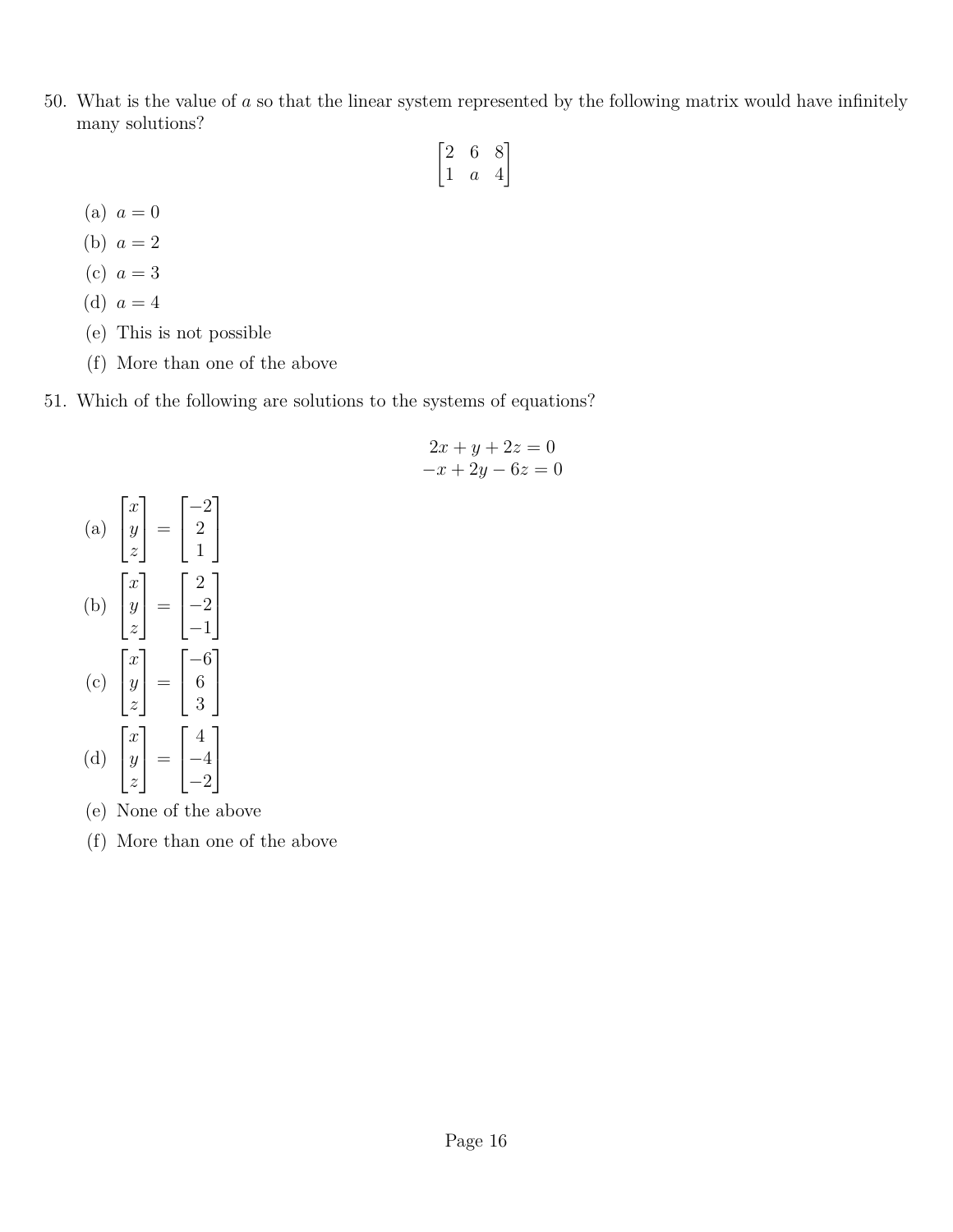50. What is the value of $a$ so that the linear system represented by the following matrix would have infinitely many solutions?

$$\begin{bmatrix} 2 & 6 & 8 \\ 1 & a & 4 \end{bmatrix}$$

   (a) $a = 0$
   (b) $a = 2$
   (c) $a = 3$
   (d) $a = 4$
   (e) This is not possible
   (f) More than one of the above

51. Which of the following are solutions to the systems of equations?

$$\begin{aligned} 2x + y + 2z &= 0 \\ -x + 2y - 6z &= 0 \end{aligned}$$

   (a) $\begin{bmatrix} x \\ y \\ z \end{bmatrix} = \begin{bmatrix} -2 \\ 2 \\ 1 \end{bmatrix}$
   (b) $\begin{bmatrix} x \\ y \\ z \end{bmatrix} = \begin{bmatrix} 2 \\ -2 \\ -1 \end{bmatrix}$
   (c) $\begin{bmatrix} x \\ y \\ z \end{bmatrix} = \begin{bmatrix} -6 \\ 6 \\ 3 \end{bmatrix}$
   (d) $\begin{bmatrix} x \\ y \\ z \end{bmatrix} = \begin{bmatrix} 4 \\ -4 \\ -2 \end{bmatrix}$
   (e) None of the above
   (f) More than one of the above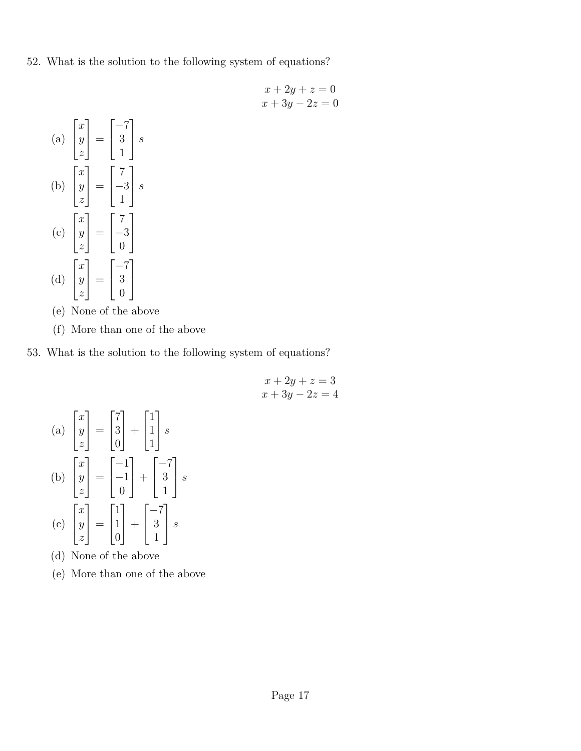52. What is the solution to the following system of equations?

$$\begin{aligned} x + 2y + z &= 0 \\ x + 3y - 2z &= 0 \end{aligned}$$

(a) $\begin{bmatrix} x \\ y \\ z \end{bmatrix} = \begin{bmatrix} -7 \\ 3 \\ 1 \end{bmatrix} s$

(b) $\begin{bmatrix} x \\ y \\ z \end{bmatrix} = \begin{bmatrix} 7 \\ -3 \\ 1 \end{bmatrix} s$

(c) $\begin{bmatrix} x \\ y \\ z \end{bmatrix} = \begin{bmatrix} 7 \\ -3 \\ 0 \end{bmatrix}$

(d) $\begin{bmatrix} x \\ y \\ z \end{bmatrix} = \begin{bmatrix} -7 \\ 3 \\ 0 \end{bmatrix}$

(e) None of the above

(f) More than one of the above

53. What is the solution to the following system of equations?

$$\begin{aligned} x + 2y + z &= 3 \\ x + 3y - 2z &= 4 \end{aligned}$$

(a) $\begin{bmatrix} x \\ y \\ z \end{bmatrix} = \begin{bmatrix} 7 \\ 3 \\ 0 \end{bmatrix} + \begin{bmatrix} 1 \\ 1 \\ 1 \end{bmatrix} s$

(b) $\begin{bmatrix} x \\ y \\ z \end{bmatrix} = \begin{bmatrix} -1 \\ -1 \\ 0 \end{bmatrix} + \begin{bmatrix} -7 \\ 3 \\ 1 \end{bmatrix} s$

(c) $\begin{bmatrix} x \\ y \\ z \end{bmatrix} = \begin{bmatrix} 1 \\ 1 \\ 0 \end{bmatrix} + \begin{bmatrix} -7 \\ 3 \\ 1 \end{bmatrix} s$

(d) None of the above

(e) More than one of the above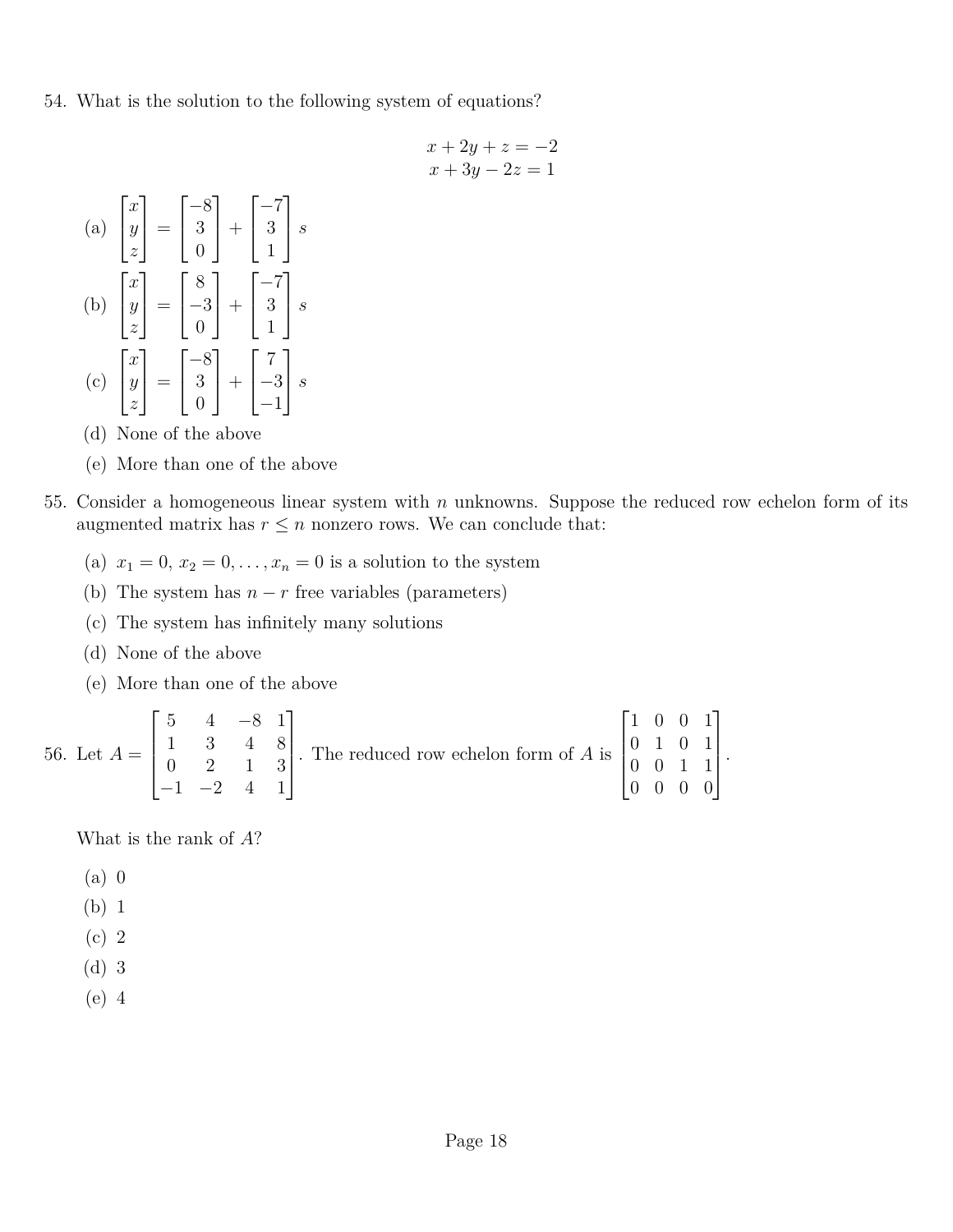54. What is the solution to the following system of equations?

$$
\begin{aligned}
x + 2y + z &= -2 \\
x + 3y - 2z &= 1
\end{aligned}
$$

(a) $\begin{bmatrix} x \\ y \\ z \end{bmatrix} = \begin{bmatrix} -8 \\ 3 \\ 0 \end{bmatrix} + \begin{bmatrix} -7 \\ 3 \\ 1 \end{bmatrix} s$

(b) $\begin{bmatrix} x \\ y \\ z \end{bmatrix} = \begin{bmatrix} 8 \\ -3 \\ 0 \end{bmatrix} + \begin{bmatrix} -7 \\ 3 \\ 1 \end{bmatrix} s$

(c) $\begin{bmatrix} x \\ y \\ z \end{bmatrix} = \begin{bmatrix} -8 \\ 3 \\ 0 \end{bmatrix} + \begin{bmatrix} 7 \\ -3 \\ -1 \end{bmatrix} s$

(d) None of the above

(e) More than one of the above

55. Consider a homogeneous linear system with $n$ unknowns. Suppose the reduced row echelon form of its augmented matrix has $r \leq n$ nonzero rows. We can conclude that:

(a) $x_1 = 0,\ x_2 = 0, \ldots, x_n = 0$ is a solution to the system

(b) The system has $n - r$ free variables (parameters)

(c) The system has infinitely many solutions

(d) None of the above

(e) More than one of the above

56. Let $A = \begin{bmatrix} 5 & 4 & -8 & 1 \\ 1 & 3 & 4 & 8 \\ 0 & 2 & 1 & 3 \\ -1 & -2 & 4 & 1 \end{bmatrix}$. The reduced row echelon form of $A$ is $\begin{bmatrix} 1 & 0 & 0 & 1 \\ 0 & 1 & 0 & 1 \\ 0 & 0 & 1 & 1 \\ 0 & 0 & 0 & 0 \end{bmatrix}$.

What is the rank of $A$?

(a) 0

(b) 1

(c) 2

(d) 3

(e) 4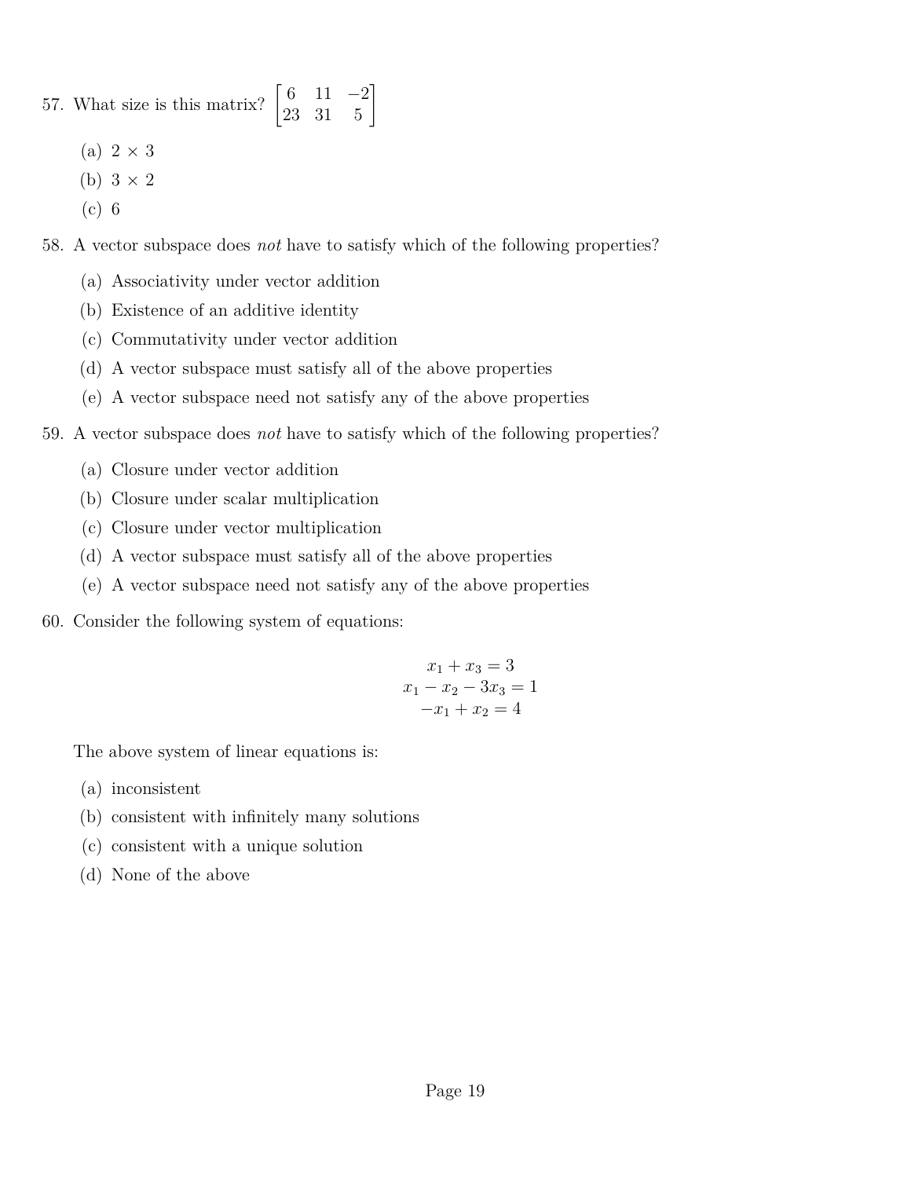57. What size is this matrix? $\begin{bmatrix} 6 & 11 & -2 \\ 23 & 31 & 5 \end{bmatrix}$

   (a) $2 \times 3$

   (b) $3 \times 2$

   (c) 6

58. A vector subspace does *not* have to satisfy which of the following properties?

   (a) Associativity under vector addition

   (b) Existence of an additive identity

   (c) Commutativity under vector addition

   (d) A vector subspace must satisfy all of the above properties

   (e) A vector subspace need not satisfy any of the above properties

59. A vector subspace does *not* have to satisfy which of the following properties?

   (a) Closure under vector addition

   (b) Closure under scalar multiplication

   (c) Closure under vector multiplication

   (d) A vector subspace must satisfy all of the above properties

   (e) A vector subspace need not satisfy any of the above properties

60. Consider the following system of equations:

$$\begin{gathered} x_1 + x_3 = 3 \\ x_1 - x_2 - 3x_3 = 1 \\ -x_1 + x_2 = 4 \end{gathered}$$

   The above system of linear equations is:

   (a) inconsistent

   (b) consistent with infinitely many solutions

   (c) consistent with a unique solution

   (d) None of the above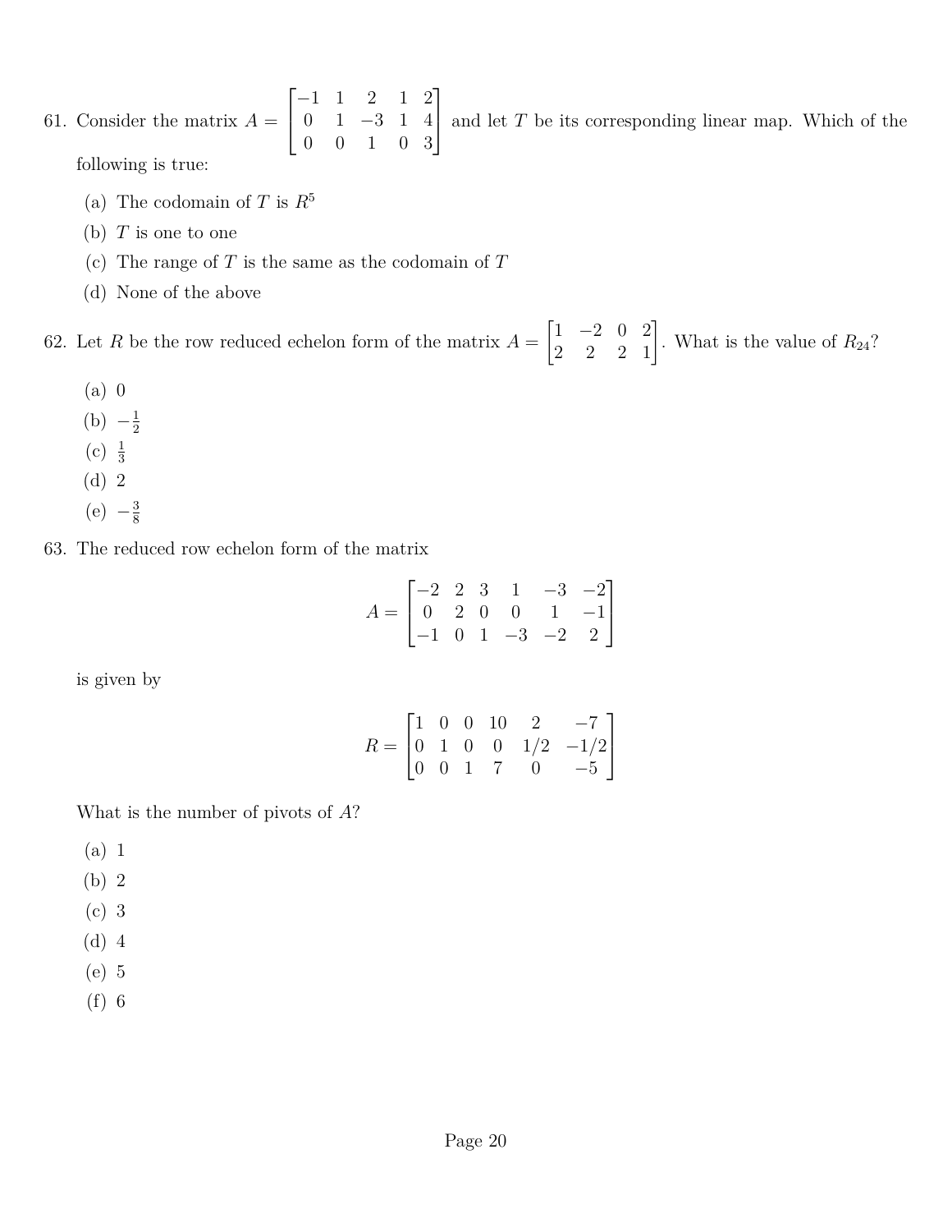61. Consider the matrix $A = \begin{bmatrix} -1 & 1 & 2 & 1 & 2 \\ 0 & 1 & -3 & 1 & 4 \\ 0 & 0 & 1 & 0 & 3 \end{bmatrix}$ and let $T$ be its corresponding linear map. Which of the following is true:

   (a) The codomain of $T$ is $R^5$

   (b) $T$ is one to one

   (c) The range of $T$ is the same as the codomain of $T$

   (d) None of the above

62. Let $R$ be the row reduced echelon form of the matrix $A = \begin{bmatrix} 1 & -2 & 0 & 2 \\ 2 & 2 & 2 & 1 \end{bmatrix}$. What is the value of $R_{24}$?

   (a) 0

   (b) $-\frac{1}{2}$

   (c) $\frac{1}{3}$

   (d) 2

   (e) $-\frac{3}{8}$

63. The reduced row echelon form of the matrix

$$A = \begin{bmatrix} -2 & 2 & 3 & 1 & -3 & -2 \\ 0 & 2 & 0 & 0 & 1 & -1 \\ -1 & 0 & 1 & -3 & -2 & 2 \end{bmatrix}$$

   is given by

$$R = \begin{bmatrix} 1 & 0 & 0 & 10 & 2 & -7 \\ 0 & 1 & 0 & 0 & 1/2 & -1/2 \\ 0 & 0 & 1 & 7 & 0 & -5 \end{bmatrix}$$

   What is the number of pivots of $A$?

   (a) 1

   (b) 2

   (c) 3

   (d) 4

   (e) 5

   (f) 6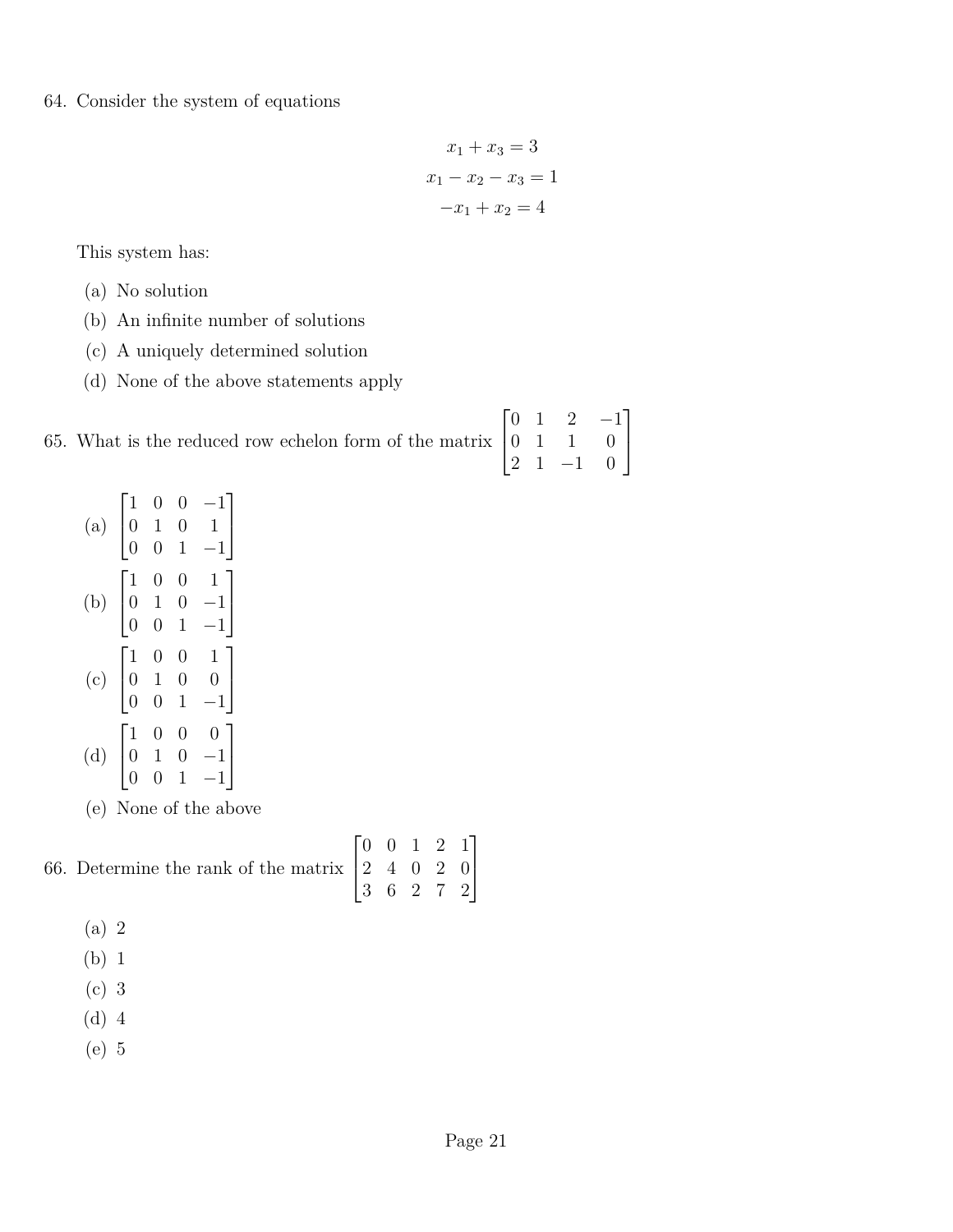64. Consider the system of equations

$$
\begin{aligned}
x_1 + x_3 &= 3 \\
x_1 - x_2 - x_3 &= 1 \\
-x_1 + x_2 &= 4
\end{aligned}
$$

This system has:

(a) No solution
(b) An infinite number of solutions
(c) A uniquely determined solution
(d) None of the above statements apply

65. What is the reduced row echelon form of the matrix $\begin{bmatrix} 0 & 1 & 2 & -1 \\ 0 & 1 & 1 & 0 \\ 2 & 1 & -1 & 0 \end{bmatrix}$

(a) $\begin{bmatrix} 1 & 0 & 0 & -1 \\ 0 & 1 & 0 & 1 \\ 0 & 0 & 1 & -1 \end{bmatrix}$

(b) $\begin{bmatrix} 1 & 0 & 0 & 1 \\ 0 & 1 & 0 & -1 \\ 0 & 0 & 1 & -1 \end{bmatrix}$

(c) $\begin{bmatrix} 1 & 0 & 0 & 1 \\ 0 & 1 & 0 & 0 \\ 0 & 0 & 1 & -1 \end{bmatrix}$

(d) $\begin{bmatrix} 1 & 0 & 0 & 0 \\ 0 & 1 & 0 & -1 \\ 0 & 0 & 1 & -1 \end{bmatrix}$

(e) None of the above

66. Determine the rank of the matrix $\begin{bmatrix} 0 & 0 & 1 & 2 & 1 \\ 2 & 4 & 0 & 2 & 0 \\ 3 & 6 & 2 & 7 & 2 \end{bmatrix}$

(a) 2
(b) 1
(c) 3
(d) 4
(e) 5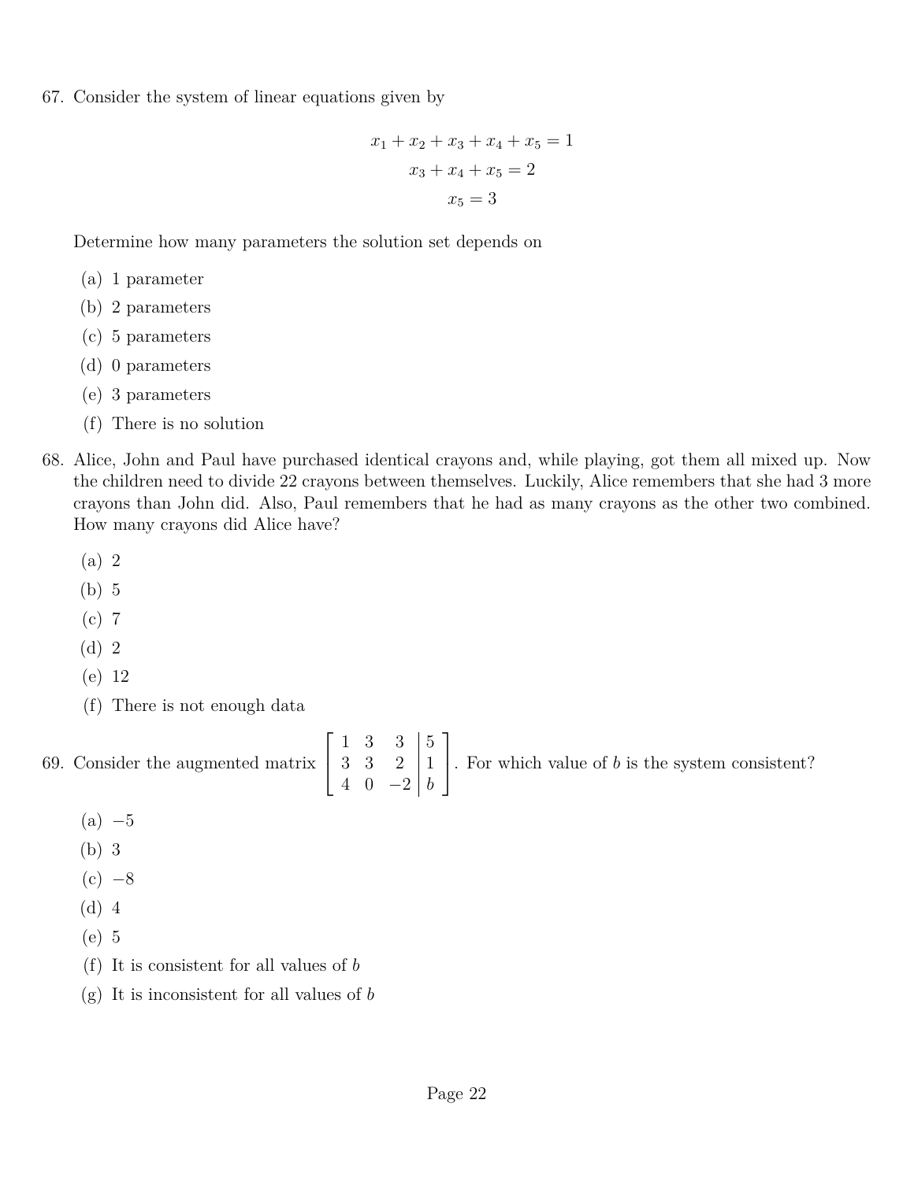67. Consider the system of linear equations given by

$$x_1 + x_2 + x_3 + x_4 + x_5 = 1$$
$$x_3 + x_4 + x_5 = 2$$
$$x_5 = 3$$

Determine how many parameters the solution set depends on

(a) 1 parameter
(b) 2 parameters
(c) 5 parameters
(d) 0 parameters
(e) 3 parameters
(f) There is no solution

68. Alice, John and Paul have purchased identical crayons and, while playing, got them all mixed up. Now the children need to divide 22 crayons between themselves. Luckily, Alice remembers that she had 3 more crayons than John did. Also, Paul remembers that he had as many crayons as the other two combined. How many crayons did Alice have?

(a) 2
(b) 5
(c) 7
(d) 2
(e) 12
(f) There is not enough data

69. Consider the augmented matrix $\left[\begin{array}{ccc|c} 1 & 3 & 3 & 5 \\ 3 & 3 & 2 & 1 \\ 4 & 0 & -2 & b \end{array}\right]$. For which value of $b$ is the system consistent?

(a) $-5$
(b) 3
(c) $-8$
(d) 4
(e) 5
(f) It is consistent for all values of $b$
(g) It is inconsistent for all values of $b$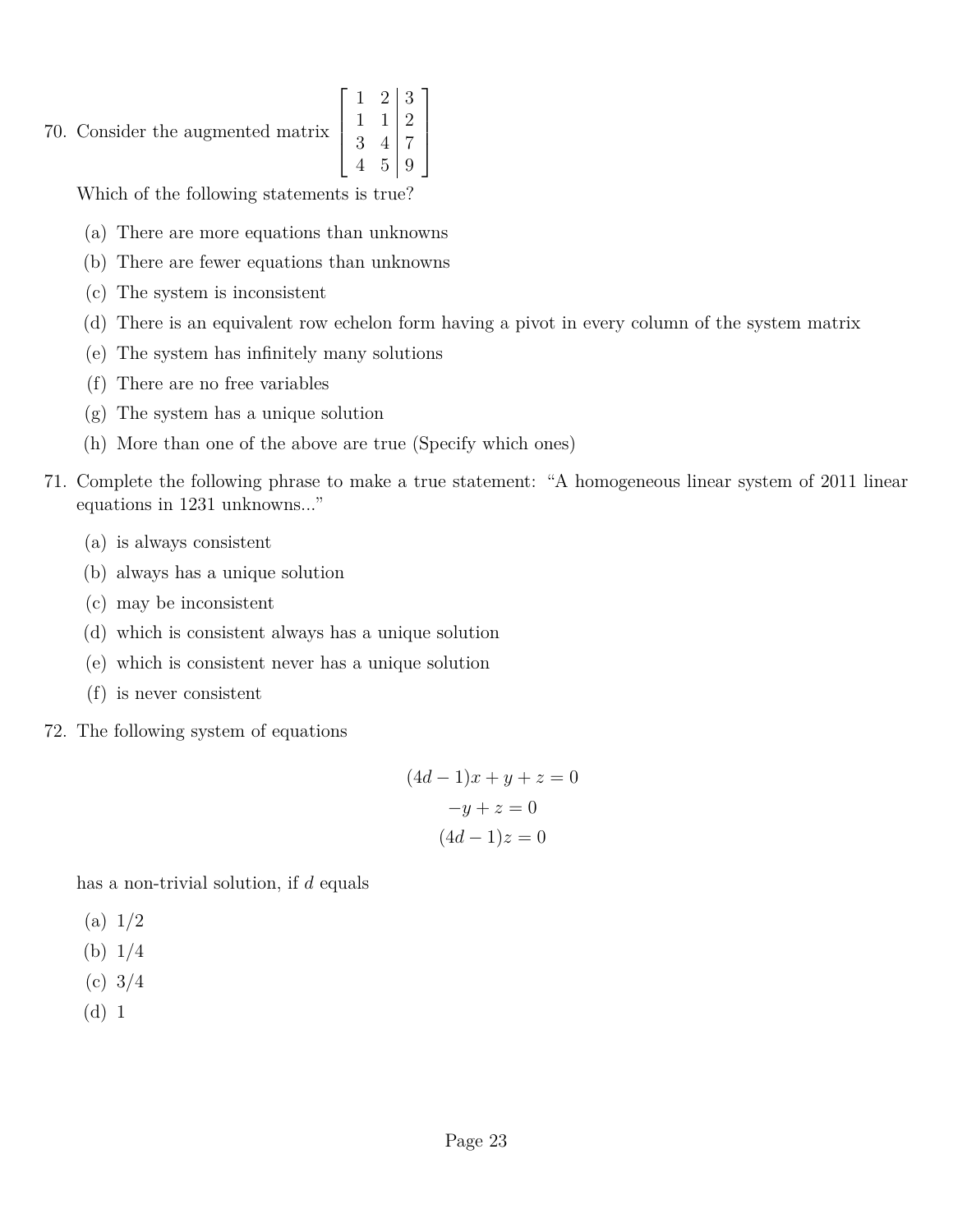70. Consider the augmented matrix $\left[\begin{array}{cc|c} 1 & 2 & 3 \\ 1 & 1 & 2 \\ 3 & 4 & 7 \\ 4 & 5 & 9 \end{array}\right]$

    Which of the following statements is true?

    (a) There are more equations than unknowns
    (b) There are fewer equations than unknowns
    (c) The system is inconsistent
    (d) There is an equivalent row echelon form having a pivot in every column of the system matrix
    (e) The system has infinitely many solutions
    (f) There are no free variables
    (g) The system has a unique solution
    (h) More than one of the above are true (Specify which ones)

71. Complete the following phrase to make a true statement: "A homogeneous linear system of 2011 linear equations in 1231 unknowns..."

    (a) is always consistent
    (b) always has a unique solution
    (c) may be inconsistent
    (d) which is consistent always has a unique solution
    (e) which is consistent never has a unique solution
    (f) is never consistent

72. The following system of equations

$$
\begin{aligned}
(4d-1)x + y + z &= 0 \\
-y + z &= 0 \\
(4d-1)z &= 0
\end{aligned}
$$

    has a non-trivial solution, if $d$ equals

    (a) 1/2
    (b) 1/4
    (c) 3/4
    (d) 1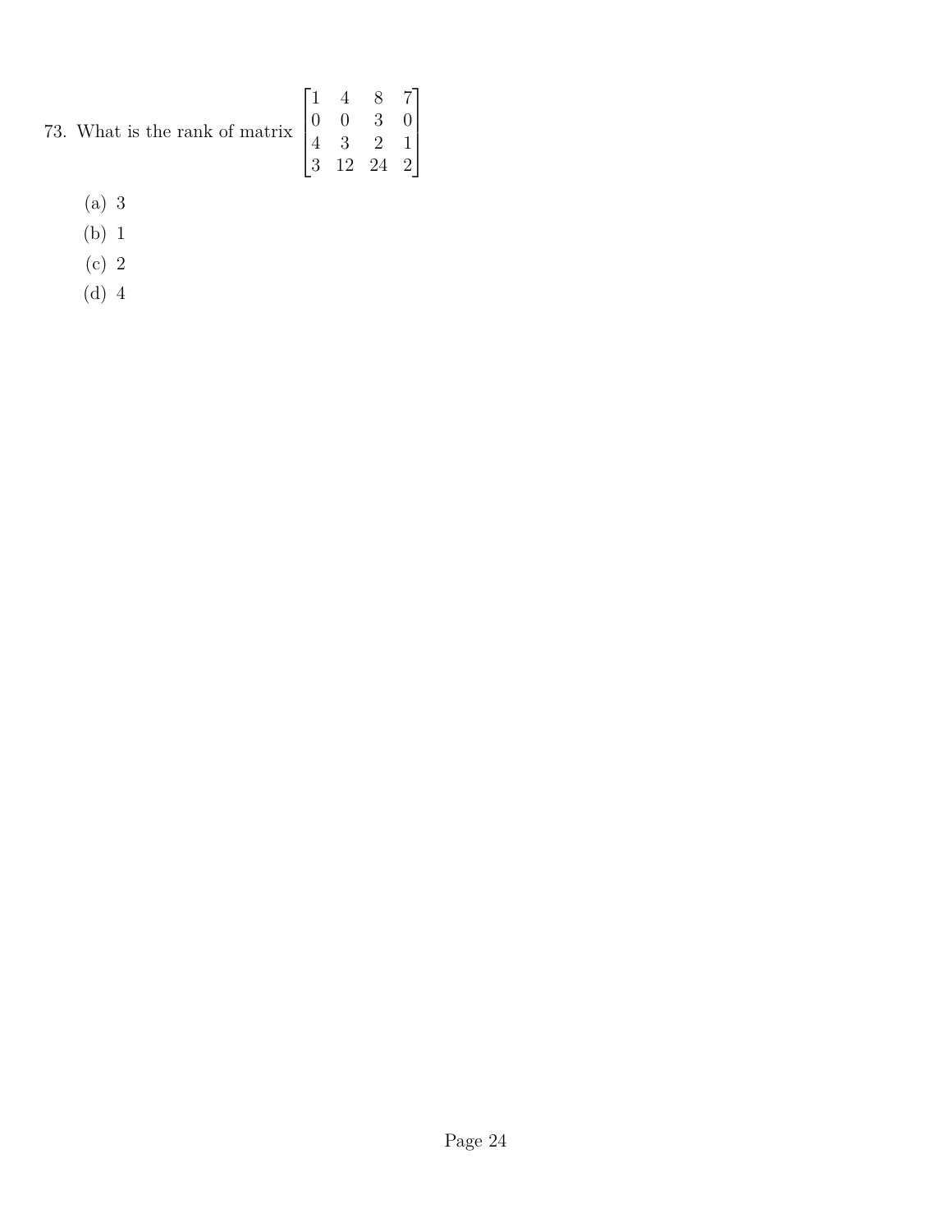73. What is the rank of matrix $\begin{bmatrix} 1 & 4 & 8 & 7 \\ 0 & 0 & 3 & 0 \\ 4 & 3 & 2 & 1 \\ 3 & 12 & 24 & 2 \end{bmatrix}$

(a) 3

(b) 1

(c) 2

(d) 4